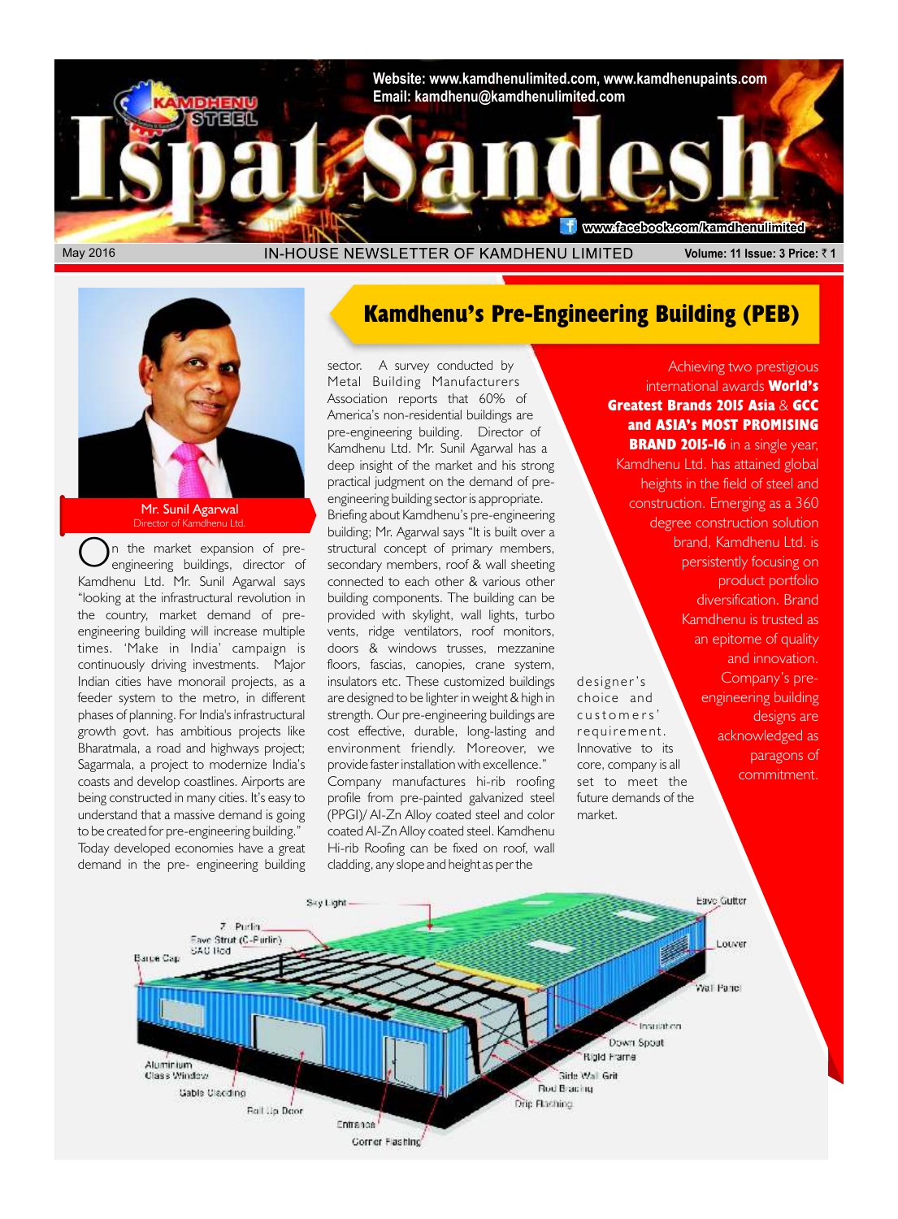Website: www.kamdhenulimited.com, www.kamdhenupaints.com
Email: kamdhenu@kamdhenulimited.com

# Ispat Sandesh

www.facebook.com/kamdhenulimited

May 2016 | IN-HOUSE NEWSLETTER OF KAMDHENU LIMITED | Volume: 11 Issue: 3 Price: ₹ 1

## Kamdhenu's Pre-Engineering Building (PEB)

Mr. Sunil Agarwal
Director of Kamdhenu Ltd.

On the market expansion of pre-engineering buildings, director of Kamdhenu Ltd. Mr. Sunil Agarwal says "looking at the infrastructural revolution in the country, market demand of pre-engineering building will increase multiple times. 'Make in India' campaign is continuously driving investments. Major Indian cities have monorail projects, as a feeder system to the metro, in different phases of planning. For India's infrastructural growth govt. has ambitious projects like Bharatmala, a road and highways project; Sagarmala, a project to modernize India's coasts and develop coastlines. Airports are being constructed in many cities. It's easy to understand that a massive demand is going to be created for pre-engineering building." Today developed economies have a great demand in the pre- engineering building sector. A survey conducted by Metal Building Manufacturers Association reports that 60% of America's non-residential buildings are pre-engineering building. Director of Kamdhenu Ltd. Mr. Sunil Agarwal has a deep insight of the market and his strong practical judgment on the demand of pre-engineering building sector is appropriate. Briefing about Kamdhenu's pre-engineering building; Mr. Agarwal says "It is built over a structural concept of primary members, secondary members, roof & wall sheeting connected to each other & various other building components. The building can be provided with skylight, wall lights, turbo vents, ridge ventilators, roof monitors, doors & windows trusses, mezzanine floors, fascias, canopies, crane system, insulators etc. These customized buildings are designed to be lighter in weight & high in strength. Our pre-engineering buildings are cost effective, durable, long-lasting and environment friendly. Moreover, we provide faster installation with excellence." Company manufactures hi-rib roofing profile from pre-painted galvanized steel (PPGI)/ Al-Zn Alloy coated steel and color coated Al-Zn Alloy coated steel. Kamdhenu Hi-rib Roofing can be fixed on roof, wall cladding, any slope and height as per the designer's choice and customers' requirement. Innovative to its core, company is all set to meet the future demands of the market.

Achieving two prestigious international awards **World's Greatest Brands 2015 Asia** & **GCC and ASIA's MOST PROMISING BRAND 2015-16** in a single year, Kamdhenu Ltd. has attained global heights in the field of steel and construction. Emerging as a 360 degree construction solution brand, Kamdhenu Ltd. is persistently focusing on product portfolio diversification. Brand Kamdhenu is trusted as an epitome of quality and innovation. Company's pre-engineering building designs are acknowledged as paragons of commitment.

Sky Light, Z Purlin, Eave Strut (C-Purlin), SAG Rod, Barge Cap, Aluminium Glass Window, Gable Cladding, Roll Up Door, Entrance, Corner Flashing, Eave Gutter, Louver, Wall Panel, Insulation, Down Spout, Rigid Frame, Side Wall Grit, Rod Bracing, Drip Flashing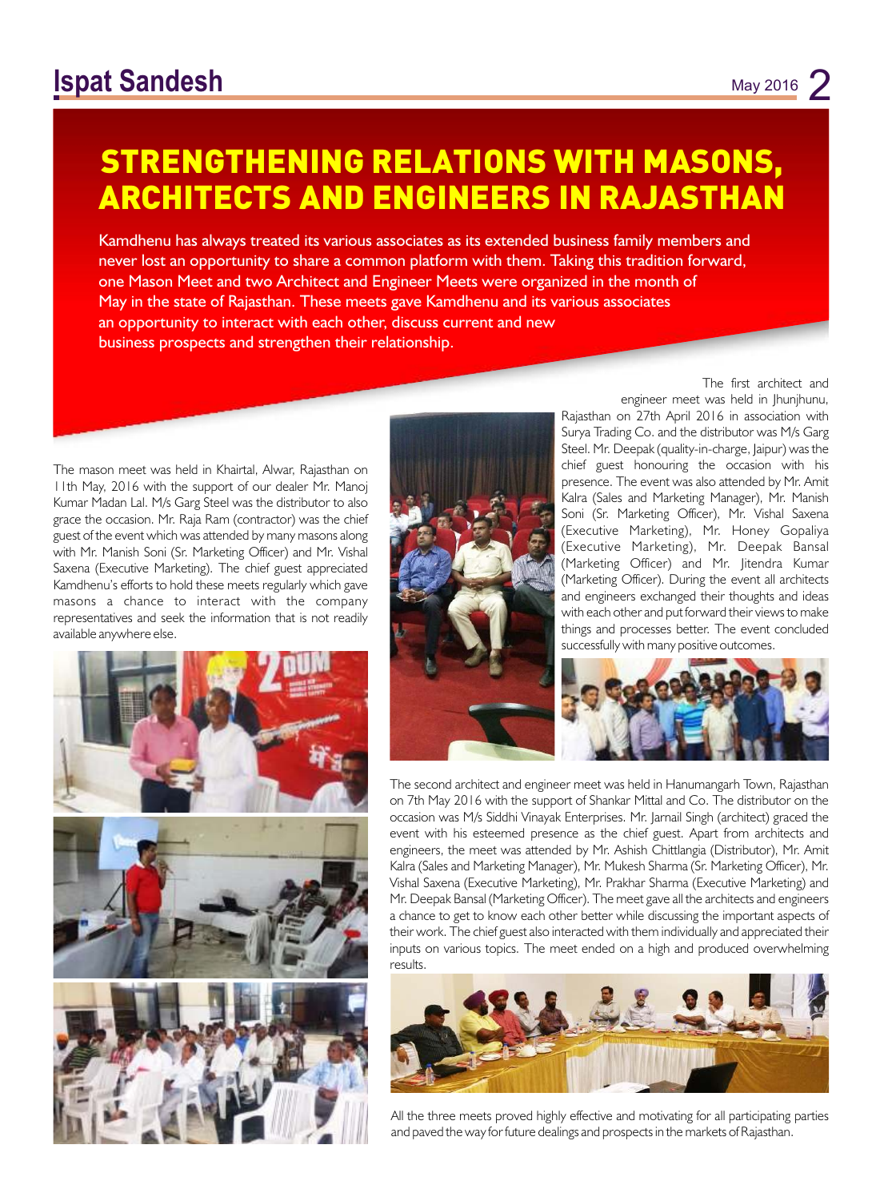# STRENGTHENING RELATIONS WITH MASONS, ARCHITECTS AND ENGINEERS IN RAJASTHAN

Kamdhenu has always treated its various associates as its extended business family members and never lost an opportunity to share a common platform with them. Taking this tradition forward, one Mason Meet and two Architect and Engineer Meets were organized in the month of May in the state of Rajasthan. These meets gave Kamdhenu and its various associates an opportunity to interact with each other, discuss current and new business prospects and strengthen their relationship.

The mason meet was held in Khairtal, Alwar, Rajasthan on 11th May, 2016 with the support of our dealer Mr. Manoj Kumar Madan Lal. M/s Garg Steel was the distributor to also grace the occasion. Mr. Raja Ram (contractor) was the chief guest of the event which was attended by many masons along with Mr. Manish Soni (Sr. Marketing Officer) and Mr. Vishal Saxena (Executive Marketing). The chief guest appreciated Kamdhenu's efforts to hold these meets regularly which gave masons a chance to interact with the company representatives and seek the information that is not readily available anywhere else.

The first architect and engineer meet was held in Jhunjhunu, Rajasthan on 27th April 2016 in association with Surya Trading Co. and the distributor was M/s Garg Steel. Mr. Deepak (quality-in-charge, Jaipur) was the chief guest honouring the occasion with his presence. The event was also attended by Mr. Amit Kalra (Sales and Marketing Manager), Mr. Manish Soni (Sr. Marketing Officer), Mr. Vishal Saxena (Executive Marketing), Mr. Honey Gopaliya (Executive Marketing), Mr. Deepak Bansal (Marketing Officer) and Mr. Jitendra Kumar (Marketing Officer). During the event all architects and engineers exchanged their thoughts and ideas with each other and put forward their views to make things and processes better. The event concluded successfully with many positive outcomes.

The second architect and engineer meet was held in Hanumangarh Town, Rajasthan on 7th May 2016 with the support of Shankar Mittal and Co. The distributor on the occasion was M/s Siddhi Vinayak Enterprises. Mr. Jarnail Singh (architect) graced the event with his esteemed presence as the chief guest. Apart from architects and engineers, the meet was attended by Mr. Ashish Chittlangia (Distributor), Mr. Amit Kalra (Sales and Marketing Manager), Mr. Mukesh Sharma (Sr. Marketing Officer), Mr. Vishal Saxena (Executive Marketing), Mr. Prakhar Sharma (Executive Marketing) and Mr. Deepak Bansal (Marketing Officer). The meet gave all the architects and engineers a chance to get to know each other better while discussing the important aspects of their work. The chief guest also interacted with them individually and appreciated their inputs on various topics. The meet ended on a high and produced overwhelming results.

All the three meets proved highly effective and motivating for all participating parties and paved the way for future dealings and prospects in the markets of Rajasthan.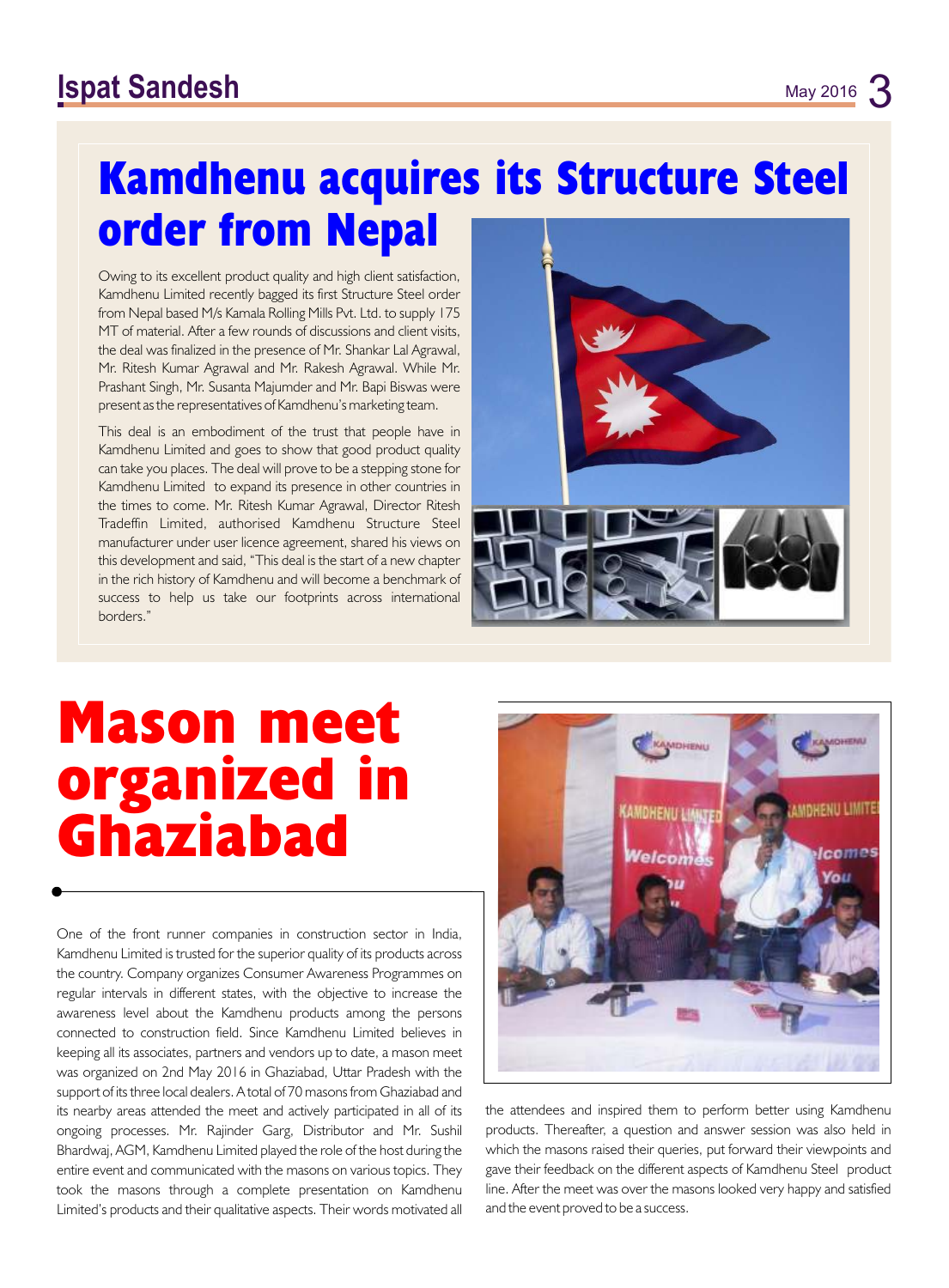# Kamdhenu acquires its Structure Steel order from Nepal

Owing to its excellent product quality and high client satisfaction, Kamdhenu Limited recently bagged its first Structure Steel order from Nepal based M/s Kamala Rolling Mills Pvt. Ltd. to supply 175 MT of material. After a few rounds of discussions and client visits, the deal was finalized in the presence of Mr. Shankar Lal Agrawal, Mr. Ritesh Kumar Agrawal and Mr. Rakesh Agrawal. While Mr. Prashant Singh, Mr. Susanta Majumder and Mr. Bapi Biswas were present as the representatives of Kamdhenu's marketing team.

This deal is an embodiment of the trust that people have in Kamdhenu Limited and goes to show that good product quality can take you places. The deal will prove to be a stepping stone for Kamdhenu Limited to expand its presence in other countries in the times to come. Mr. Ritesh Kumar Agrawal, Director Ritesh Tradeffin Limited, authorised Kamdhenu Structure Steel manufacturer under user licence agreement, shared his views on this development and said, "This deal is the start of a new chapter in the rich history of Kamdhenu and will become a benchmark of success to help us take our footprints across international borders."

# Mason meet organized in Ghaziabad

One of the front runner companies in construction sector in India, Kamdhenu Limited is trusted for the superior quality of its products across the country. Company organizes Consumer Awareness Programmes on regular intervals in different states, with the objective to increase the awareness level about the Kamdhenu products among the persons connected to construction field. Since Kamdhenu Limited believes in keeping all its associates, partners and vendors up to date, a mason meet was organized on 2nd May 2016 in Ghaziabad, Uttar Pradesh with the support of its three local dealers. A total of 70 masons from Ghaziabad and its nearby areas attended the meet and actively participated in all of its ongoing processes. Mr. Rajinder Garg, Distributor and Mr. Sushil Bhardwaj, AGM, Kamdhenu Limited played the role of the host during the entire event and communicated with the masons on various topics. They took the masons through a complete presentation on Kamdhenu Limited's products and their qualitative aspects. Their words motivated all the attendees and inspired them to perform better using Kamdhenu products. Thereafter, a question and answer session was also held in which the masons raised their queries, put forward their viewpoints and gave their feedback on the different aspects of Kamdhenu Steel product line. After the meet was over the masons looked very happy and satisfied and the event proved to be a success.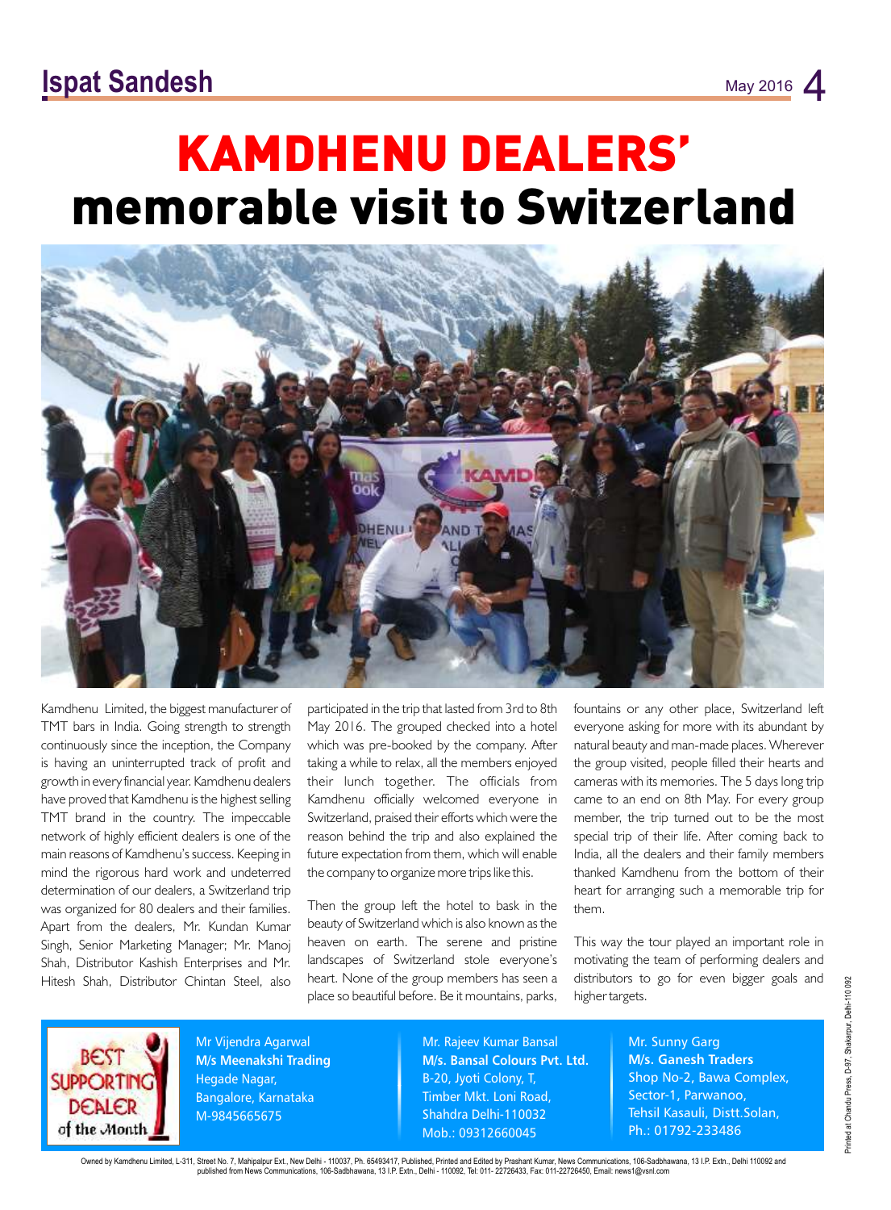# KAMDHENU DEALERS' memorable visit to Switzerland

Kamdhenu Limited, the biggest manufacturer of TMT bars in India. Going strength to strength continuously since the inception, the Company is having an uninterrupted track of profit and growth in every financial year. Kamdhenu dealers have proved that Kamdhenu is the highest selling TMT brand in the country. The impeccable network of highly efficient dealers is one of the main reasons of Kamdhenu's success. Keeping in mind the rigorous hard work and undeterred determination of our dealers, a Switzerland trip was organized for 80 dealers and their families. Apart from the dealers, Mr. Kundan Kumar Singh, Senior Marketing Manager; Mr. Manoj Shah, Distributor Kashish Enterprises and Mr. Hitesh Shah, Distributor Chintan Steel, also participated in the trip that lasted from 3rd to 8th May 2016. The grouped checked into a hotel which was pre-booked by the company. After taking a while to relax, all the members enjoyed their lunch together. The officials from Kamdhenu officially welcomed everyone in Switzerland, praised their efforts which were the reason behind the trip and also explained the future expectation from them, which will enable the company to organize more trips like this.

Then the group left the hotel to bask in the beauty of Switzerland which is also known as the heaven on earth. The serene and pristine landscapes of Switzerland stole everyone's heart. None of the group members has seen a place so beautiful before. Be it mountains, parks, fountains or any other place, Switzerland left everyone asking for more with its abundant by natural beauty and man-made places. Wherever the group visited, people filled their hearts and cameras with its memories. The 5 days long trip came to an end on 8th May. For every group member, the trip turned out to be the most special trip of their life. After coming back to India, all the dealers and their family members thanked Kamdhenu from the bottom of their heart for arranging such a memorable trip for them.

This way the tour played an important role in motivating the team of performing dealers and distributors to go for even bigger goals and higher targets.

## BEST SUPPORTING DEALER of the Month

Mr Vijendra Agarwal
**M/s Meenakshi Trading**
Hegade Nagar,
Bangalore, Karnataka
M-9845665675

Mr. Rajeev Kumar Bansal
**M/s. Bansal Colours Pvt. Ltd.**
B-20, Jyoti Colony, T,
Timber Mkt. Loni Road,
Shahdra Delhi-110032
Mob.: 09312660045

Mr. Sunny Garg
**M/s. Ganesh Traders**
Shop No-2, Bawa Complex,
Sector-1, Parwanoo,
Tehsil Kasauli, Distt.Solan,
Ph.: 01792-233486

Owned by Kamdhenu Limited, L-311, Street No. 7, Mahipalpur Ext., New Delhi - 110037, Ph. 65493417, Published, Printed and Edited by Prashant Kumar, News Communications, 106-Sadbhawana, 13 I.P. Extn., Delhi 110092 and published from News Communications, 106-Sadbhawana, 13 I.P. Extn., Delhi - 110092, Tel: 011- 22726433, Fax: 011-22726450, Email: news1@vsnl.com

Printed at Chandu Press, D-97, Shakarpur, Delhi-110 092